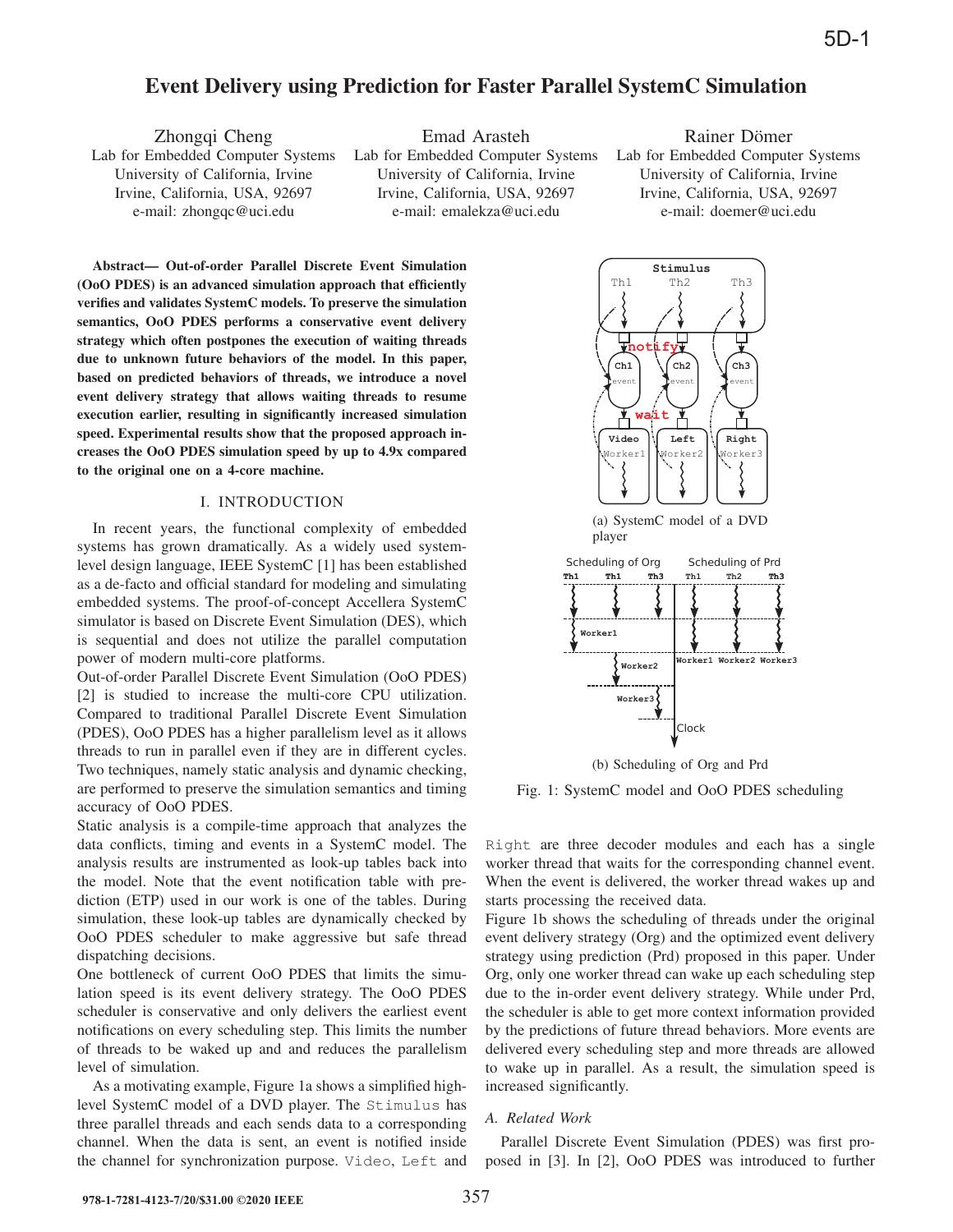# Event Delivery using Prediction for Faster Parallel SystemC Simulation

Zhongqi Cheng
Lab for Embedded Computer Systems
University of California, Irvine
Irvine, California, USA, 92697
e-mail: zhongqc@uci.edu

Emad Arasteh
Lab for Embedded Computer Systems
University of California, Irvine
Irvine, California, USA, 92697
e-mail: emalekza@uci.edu

Rainer Dömer
Lab for Embedded Computer Systems
University of California, Irvine
Irvine, California, USA, 92697
e-mail: doemer@uci.edu

**Abstract— Out-of-order Parallel Discrete Event Simulation (OoO PDES) is an advanced simulation approach that efficiently verifies and validates SystemC models. To preserve the simulation semantics, OoO PDES performs a conservative event delivery strategy which often postpones the execution of waiting threads due to unknown future behaviors of the model. In this paper, based on predicted behaviors of threads, we introduce a novel event delivery strategy that allows waiting threads to resume execution earlier, resulting in significantly increased simulation speed. Experimental results show that the proposed approach increases the OoO PDES simulation speed by up to 4.9x compared to the original one on a 4-core machine.**

## I. INTRODUCTION

In recent years, the functional complexity of embedded systems has grown dramatically. As a widely used system-level design language, IEEE SystemC [1] has been established as a de-facto and official standard for modeling and simulating embedded systems. The proof-of-concept Accellera SystemC simulator is based on Discrete Event Simulation (DES), which is sequential and does not utilize the parallel computation power of modern multi-core platforms.

Out-of-order Parallel Discrete Event Simulation (OoO PDES) [2] is studied to increase the multi-core CPU utilization. Compared to traditional Parallel Discrete Event Simulation (PDES), OoO PDES has a higher parallelism level as it allows threads to run in parallel even if they are in different cycles. Two techniques, namely static analysis and dynamic checking, are performed to preserve the simulation semantics and timing accuracy of OoO PDES.

Static analysis is a compile-time approach that analyzes the data conflicts, timing and events in a SystemC model. The analysis results are instrumented as look-up tables back into the model. Note that the event notification table with prediction (ETP) used in our work is one of the tables. During simulation, these look-up tables are dynamically checked by OoO PDES scheduler to make aggressive but safe thread dispatching decisions.

One bottleneck of current OoO PDES that limits the simulation speed is its event delivery strategy. The OoO PDES scheduler is conservative and only delivers the earliest event notifications on every scheduling step. This limits the number of threads to be waked up and and reduces the parallelism level of simulation.

As a motivating example, Figure 1a shows a simplified high-level SystemC model of a DVD player. The `Stimulus` has three parallel threads and each sends data to a corresponding channel. When the data is sent, an event is notified inside the channel for synchronization purpose. `Video`, `Left` and `Right` are three decoder modules and each has a single worker thread that waits for the corresponding channel event. When the event is delivered, the worker thread wakes up and starts processing the received data.

(a) SystemC model of a DVD player

(b) Scheduling of Org and Prd

Fig. 1: SystemC model and OoO PDES scheduling

Figure 1b shows the scheduling of threads under the original event delivery strategy (Org) and the optimized event delivery strategy using prediction (Prd) proposed in this paper. Under Org, only one worker thread can wake up each scheduling step due to the in-order event delivery strategy. While under Prd, the scheduler is able to get more context information provided by the predictions of future thread behaviors. More events are delivered every scheduling step and more threads are allowed to wake up in parallel. As a result, the simulation speed is increased significantly.

### A. Related Work

Parallel Discrete Event Simulation (PDES) was first proposed in [3]. In [2], OoO PDES was introduced to further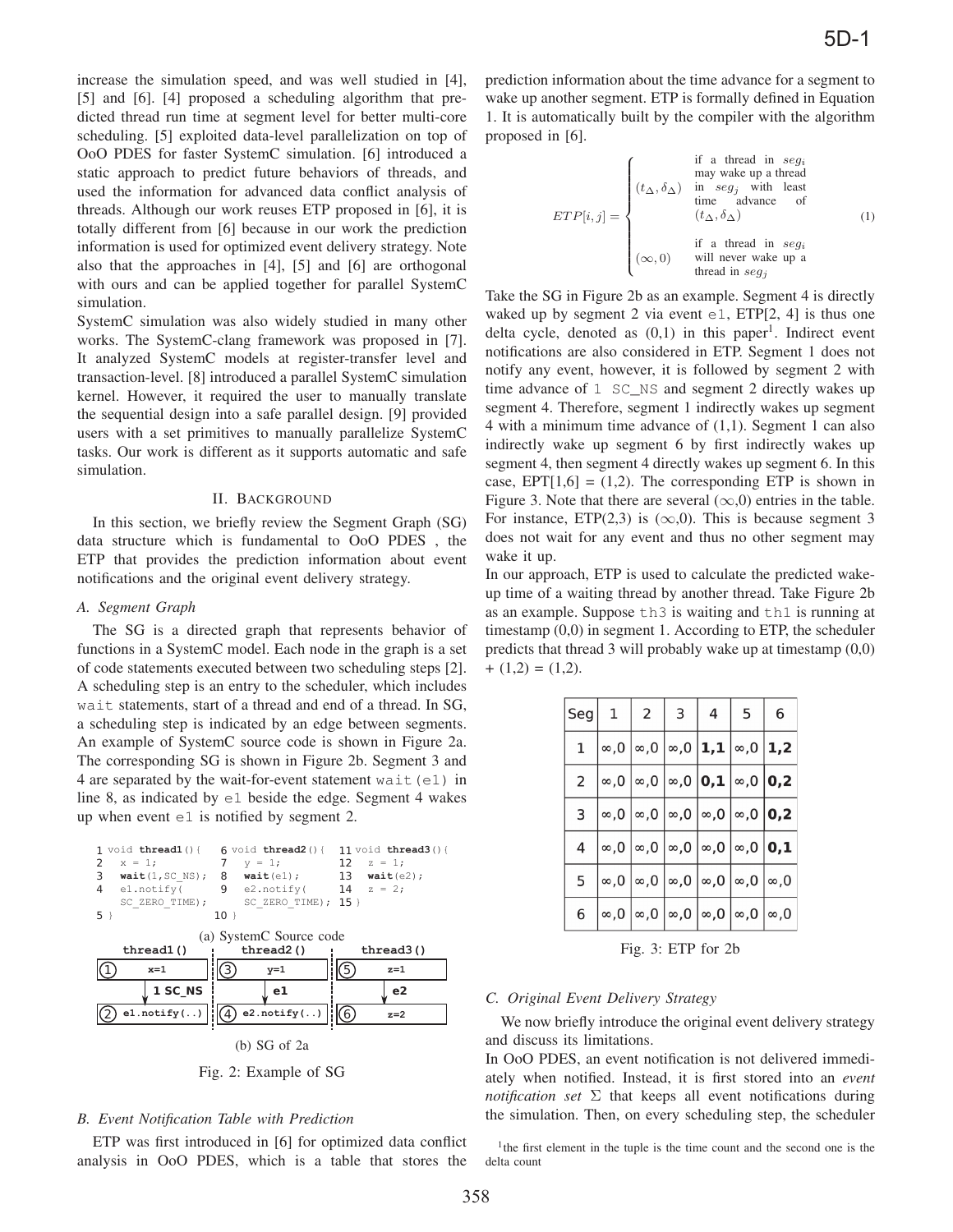increase the simulation speed, and was well studied in [4], [5] and [6]. [4] proposed a scheduling algorithm that predicted thread run time at segment level for better multi-core scheduling. [5] exploited data-level parallelization on top of OoO PDES for faster SystemC simulation. [6] introduced a static approach to predict future behaviors of threads, and used the information for advanced data conflict analysis of threads. Although our work reuses ETP proposed in [6], it is totally different from [6] because in our work the prediction information is used for optimized event delivery strategy. Note also that the approaches in [4], [5] and [6] are orthogonal with ours and can be applied together for parallel SystemC simulation.

SystemC simulation was also widely studied in many other works. The SystemC-clang framework was proposed in [7]. It analyzed SystemC models at register-transfer level and transaction-level. [8] introduced a parallel SystemC simulation kernel. However, it required the user to manually translate the sequential design into a safe parallel design. [9] provided users with a set primitives to manually parallelize SystemC tasks. Our work is different as it supports automatic and safe simulation.

## II. Background

In this section, we briefly review the Segment Graph (SG) data structure which is fundamental to OoO PDES , the ETP that provides the prediction information about event notifications and the original event delivery strategy.

### A. Segment Graph

The SG is a directed graph that represents behavior of functions in a SystemC model. Each node in the graph is a set of code statements executed between two scheduling steps [2]. A scheduling step is an entry to the scheduler, which includes `wait` statements, start of a thread and end of a thread. In SG, a scheduling step is indicated by an edge between segments. An example of SystemC source code is shown in Figure 2a. The corresponding SG is shown in Figure 2b. Segment 3 and 4 are separated by the wait-for-event statement `wait(e1)` in line 8, as indicated by `e1` beside the edge. Segment 4 wakes up when event `e1` is notified by segment 2.

```
1 void thread1(){        6 void thread2(){      11 void thread3(){
2   x = 1;               7   y = 1;             12   z = 1;
3   wait(1,SC_NS);       8   wait(e1);          13   wait(e2);
4   e1.notify(           9   e2.notify(         14   z = 2;
    SC_ZERO_TIME);           SC_ZERO_TIME);     15 }
5 }                      10 }
```

(a) SystemC Source code

| thread1() | thread2() | thread3() |
|---|---|---|
| ① x=1 | ③ y=1 | ⑤ z=1 |
| ↓ 1 SC_NS | ↓ e1 | ↓ e2 |
| ② e1.notify(..) | ④ e2.notify(..) | ⑥ z=2 |

(b) SG of 2a

Fig. 2: Example of SG

### B. Event Notification Table with Prediction

ETP was first introduced in [6] for optimized data conflict analysis in OoO PDES, which is a table that stores the prediction information about the time advance for a segment to wake up another segment. ETP is formally defined in Equation 1. It is automatically built by the compiler with the algorithm proposed in [6].

$$
ETP[i,j] = \begin{cases} (t_\Delta, \delta_\Delta) & \text{if a thread in } seg_i \text{ may wake up a thread in } seg_j \text{ with least time advance of } (t_\Delta, \delta_\Delta) \\ (\infty, 0) & \text{if a thread in } seg_i \text{ will never wake up a thread in } seg_j \end{cases} \quad (1)
$$

Take the SG in Figure 2b as an example. Segment 4 is directly waked up by segment 2 via event `e1`, ETP[2, 4] is thus one delta cycle, denoted as (0,1) in this paper[1]. Indirect event notifications are also considered in ETP. Segment 1 does not notify any event, however, it is followed by segment 2 with time advance of `1 SC_NS` and segment 2 directly wakes up segment 4. Therefore, segment 1 indirectly wakes up segment 4 with a minimum time advance of (1,1). Segment 1 can also indirectly wake up segment 6 by first indirectly wakes up segment 4, then segment 4 directly wakes up segment 6. In this case, EPT[1,6] = (1,2). The corresponding ETP is shown in Figure 3. Note that there are several (∞,0) entries in the table. For instance, ETP(2,3) is (∞,0). This is because segment 3 does not wait for any event and thus no other segment may wake it up.

In our approach, ETP is used to calculate the predicted wake-up time of a waiting thread by another thread. Take Figure 2b as an example. Suppose `th3` is waiting and `th1` is running at timestamp (0,0) in segment 1. According to ETP, the scheduler predicts that thread 3 will probably wake up at timestamp (0,0) + (1,2) = (1,2).

| Seg | 1 | 2 | 3 | 4 | 5 | 6 |
|---|---|---|---|---|---|---|
| 1 | ∞,0 | ∞,0 | ∞,0 | **1,1** | ∞,0 | **1,2** |
| 2 | ∞,0 | ∞,0 | ∞,0 | **0,1** | ∞,0 | **0,2** |
| 3 | ∞,0 | ∞,0 | ∞,0 | ∞,0 | ∞,0 | **0,2** |
| 4 | ∞,0 | ∞,0 | ∞,0 | ∞,0 | ∞,0 | **0,1** |
| 5 | ∞,0 | ∞,0 | ∞,0 | ∞,0 | ∞,0 | ∞,0 |
| 6 | ∞,0 | ∞,0 | ∞,0 | ∞,0 | ∞,0 | ∞,0 |

Fig. 3: ETP for 2b

### C. Original Event Delivery Strategy

We now briefly introduce the original event delivery strategy and discuss its limitations.

In OoO PDES, an event notification is not delivered immediately when notified. Instead, it is first stored into an *event notification set* $\Sigma$ that keeps all event notifications during the simulation. Then, on every scheduling step, the scheduler

[1] the first element in the tuple is the time count and the second one is the delta count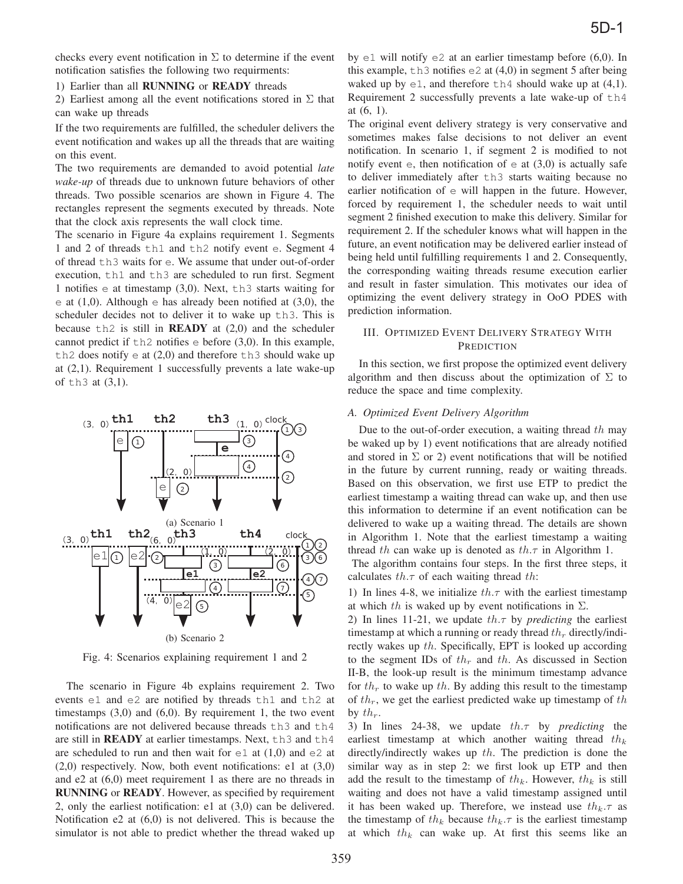checks every event notification in $\Sigma$ to determine if the event notification satisfies the following two requirments:

1) Earlier than all **RUNNING** or **READY** threads

2) Earliest among all the event notifications stored in $\Sigma$ that can wake up threads

If the two requirements are fulfilled, the scheduler delivers the event notification and wakes up all the threads that are waiting on this event.

The two requirements are demanded to avoid potential *late wake-up* of threads due to unknown future behaviors of other threads. Two possible scenarios are shown in Figure 4. The rectangles represent the segments executed by threads. Note that the clock axis represents the wall clock time.

The scenario in Figure 4a explains requirement 1. Segments 1 and 2 of threads `th1` and `th2` notify event `e`. Segment 4 of thread `th3` waits for `e`. We assume that under out-of-order execution, `th1` and `th3` are scheduled to run first. Segment 1 notifies `e` at timestamp (3,0). Next, `th3` starts waiting for `e` at (1,0). Although `e` has already been notified at (3,0), the scheduler decides not to deliver it to wake up `th3`. This is because `th2` is still in **READY** at (2,0) and the scheduler cannot predict if `th2` notifies `e` before (3,0). In this example, `th2` does notify `e` at (2,0) and therefore `th3` should wake up at (2,1). Requirement 1 successfully prevents a late wake-up of `th3` at (3,1).

(a) Scenario 1

(b) Scenario 2

Fig. 4: Scenarios explaining requirement 1 and 2

The scenario in Figure 4b explains requirement 2. Two events `e1` and `e2` are notified by threads `th1` and `th2` at timestamps (3,0) and (6,0). By requirement 1, the two event notifications are not delivered because threads `th3` and `th4` are still in **READY** at earlier timestamps. Next, `th3` and `th4` are scheduled to run and then wait for `e1` at (1,0) and `e2` at (2,0) respectively. Now, both event notifications: e1 at (3,0) and e2 at (6,0) meet requirement 1 as there are no threads in **RUNNING** or **READY**. However, as specified by requirement 2, only the earliest notification: e1 at (3,0) can be delivered. Notification e2 at (6,0) is not delivered. This is because the simulator is not able to predict whether the thread waked up by `e1` will notify `e2` at an earlier timestamp before (6,0). In this example, `th3` notifies `e2` at (4,0) in segment 5 after being waked up by `e1`, and therefore `th4` should wake up at (4,1). Requirement 2 successfully prevents a late wake-up of `th4` at (6, 1).

The original event delivery strategy is very conservative and sometimes makes false decisions to not deliver an event notification. In scenario 1, if segment 2 is modified to not notify event `e`, then notification of `e` at (3,0) is actually safe to deliver immediately after `th3` starts waiting because no earlier notification of `e` will happen in the future. However, forced by requirement 1, the scheduler needs to wait until segment 2 finished execution to make this delivery. Similar for requirement 2. If the scheduler knows what will happen in the future, an event notification may be delivered earlier instead of being held until fulfilling requirements 1 and 2. Consequently, the corresponding waiting threads resume execution earlier and result in faster simulation. This motivates our idea of optimizing the event delivery strategy in OoO PDES with prediction information.

## III. Optimized Event Delivery Strategy With Prediction

In this section, we first propose the optimized event delivery algorithm and then discuss about the optimization of $\Sigma$ to reduce the space and time complexity.

### A. Optimized Event Delivery Algorithm

Due to the out-of-order execution, a waiting thread $th$ may be waked up by 1) event notifications that are already notified and stored in $\Sigma$ or 2) event notifications that will be notified in the future by current running, ready or waiting threads. Based on this observation, we first use ETP to predict the earliest timestamp a waiting thread can wake up, and then use this information to determine if an event notification can be delivered to wake up a waiting thread. The details are shown in Algorithm 1. Note that the earliest timestamp a waiting thread $th$ can wake up is denoted as $th.\tau$ in Algorithm 1.

The algorithm contains four steps. In the first three steps, it calculates $th.\tau$ of each waiting thread $th$:

1) In lines 4-8, we initialize $th.\tau$ with the earliest timestamp at which $th$ is waked up by event notifications in $\Sigma$.

2) In lines 11-21, we update $th.\tau$ by *predicting* the earliest timestamp at which a running or ready thread $th_r$ directly/indirectly wakes up $th$. Specifically, EPT is looked up according to the segment IDs of $th_r$ and $th$. As discussed in Section II-B, the look-up result is the minimum timestamp advance for $th_r$ to wake up $th$. By adding this result to the timestamp of $th_r$, we get the earliest predicted wake up timestamp of $th$ by $th_r$.

3) In lines 24-38, we update $th.\tau$ by *predicting* the earliest timestamp at which another waiting thread $th_k$ directly/indirectly wakes up $th$. The prediction is done the similar way as in step 2: we first look up ETP and then add the result to the timestamp of $th_k$. However, $th_k$ is still waiting and does not have a valid timestamp assigned until it has been waked up. Therefore, we instead use $th_k.\tau$ as the timestamp of $th_k$ because $th_k.\tau$ is the earliest timestamp at which $th_k$ can wake up. At first this seems like an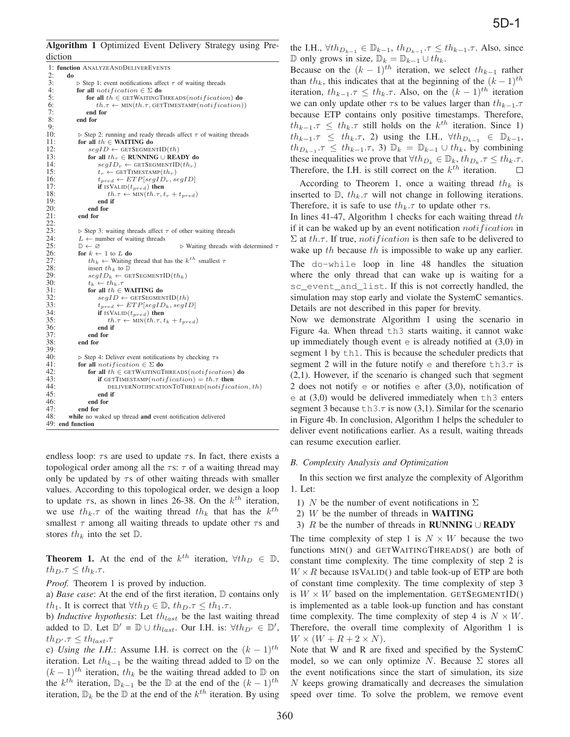**Algorithm 1** Optimized Event Delivery Strategy using Prediction

```
1: function ANALYZEANDDELIVEREVENTS
2:   do
3:     ▷ Step 1: event notifications affect τ of waiting threads
4:     for all notification ∈ Σ do
5:       for all th ∈ GETWAITINGTHREADS(notification) do
6:         th.τ ← MIN(th.τ, GETTIMESTAMP(notification))
7:       end for
8:     end for
9:
10:    ▷ Step 2: running and ready threads affect τ of waiting threads
11:    for all th ∈ WAITING do
12:      segID ← GETSEGMENTID(th)
13:      for all th_r ∈ RUNNING ∪ READY do
14:        segID_r ← GETSEGMENTID(th_r)
15:        t_r ← GETTIMESTAMP(th_r)
16:        t_pred ← ETP[segID_r, segID]
17:        if ISVALID(t_pred) then
18:          th.τ ← MIN(th.τ, t_r + t_pred)
19:        end if
20:      end for
21:    end for
22:
23:    ▷ Step 3: waiting threads affect τ of other waiting threads
24:    L ← number of waiting threads
25:    D ← ∅                          ▷ Waiting threads with determined τ
26:    for k ← 1 to L do
27:      th_k ← Waiting thread that has the k^th smallest τ
28:      insert th_k to D
29:      segID_k ← GETSEGMENTID(th_k)
30:      t_k ← th_k.τ
31:      for all th ∈ WAITING do
32:        segID ← GETSEGMENTID(th)
33:        t_pred ← ETP[segID_k, segID]
34:        if ISVALID(t_pred) then
35:          th.τ ← MIN(th.τ, t_k + t_pred)
36:        end if
37:      end for
38:    end for
39:
40:    ▷ Step 4: Deliver event notifications by checking τs
41:    for all notification ∈ Σ do
42:      for all th ∈ GETWAITINGTHREADS(notification) do
43:        if GETTIMESTAMP(notification) = th.τ then
44:          DELIVERNOTIFICATIONTOTHREAD(notification, th)
45:        end if
46:      end for
47:    end for
48:  while no waked up thread and event notification delivered
49: end function
```

endless loop: $\tau$s are used to update $\tau$s. In fact, there exists a topological order among all the $\tau$s: $\tau$ of a waiting thread may only be updated by $\tau$s of other waiting threads with smaller values. According to this topological order, we design a loop to update $\tau$s, as shown in lines 26-38. On the $k^{th}$ iteration, we use $th_k.\tau$ of the waiting thread $th_k$ that has the $k^{th}$ smallest $\tau$ among all waiting threads to update other $\tau$s and stores $th_k$ into the set $\mathbb{D}$.

**Theorem 1.** At the end of the $k^{th}$ iteration, $\forall th_D \in \mathbb{D}$, $th_D.\tau \leq th_k.\tau$.

*Proof.* Theorem 1 is proved by induction.

a) *Base case*: At the end of the first iteration, $\mathbb{D}$ contains only $th_1$. It is correct that $\forall th_D \in \mathbb{D}$, $th_D.\tau \leq th_1.\tau$.

b) *Inductive hypothesis*: Let $th_{last}$ be the last waiting thread added to $\mathbb{D}$. Let $\mathbb{D}' = \mathbb{D} \cup th_{last}$. Our I.H. is: $\forall th_{D'} \in \mathbb{D}'$, $th_{D'}.\tau \leq th_{last}.\tau$

c) *Using the I.H.*: Assume I.H. is correct on the $(k-1)^{th}$ iteration. Let $th_{k-1}$ be the waiting thread added to $\mathbb{D}$ on the $(k-1)^{th}$ iteration, $th_k$ be the waiting thread added to $\mathbb{D}$ on the $k^{th}$ iteration, $\mathbb{D}_{k-1}$ be the $\mathbb{D}$ at the end of the $(k-1)^{th}$ iteration, $\mathbb{D}_k$ be the $\mathbb{D}$ at the end of the $k^{th}$ iteration. By using the I.H., $\forall th_{D_{k-1}} \in \mathbb{D}_{k-1}$, $th_{D_{k-1}}.\tau \leq th_{k-1}.\tau$. Also, since $\mathbb{D}$ only grows in size, $\mathbb{D}_k = \mathbb{D}_{k-1} \cup th_k$.

Because on the $(k-1)^{th}$ iteration, we select $th_{k-1}$ rather than $th_k$, this indicates that at the beginning of the $(k-1)^{th}$ iteration, $th_{k-1}.\tau \leq th_k.\tau$. Also, on the $(k-1)^{th}$ iteration we can only update other $\tau$s to be values larger than $th_{k-1}.\tau$ because ETP contains only positive timestamps. Therefore, $th_{k-1}.\tau \leq th_k.\tau$ still holds on the $k^{th}$ iteration. Since 1) $th_{k-1}.\tau \leq th_k.\tau$, 2) using the I.H., $\forall th_{D_{k-1}} \in \mathbb{D}_{k-1}$, $th_{D_{k-1}}.\tau \leq th_{k-1}.\tau$, 3) $\mathbb{D}_k = \mathbb{D}_{k-1} \cup th_k$, by combining these inequalities we prove that $\forall th_{D_k} \in \mathbb{D}_k$, $th_{D_k}.\tau \leq th_k.\tau$. Therefore, the I.H. is still correct on the $k^{th}$ iteration. □

According to Theorem 1, once a waiting thread $th_k$ is inserted to $\mathbb{D}$, $th_k.\tau$ will not change in following iterations. Therefore, it is safe to use $th_k.\tau$ to update other $\tau$s.

In lines 41-47, Algorithm 1 checks for each waiting thread $th$ if it can be waked up by an event notification $notification$ in $\Sigma$ at $th.\tau$. If true, $notification$ is then safe to be delivered to wake up $th$ because $th$ is impossible to wake up any earlier.

The `do-while` loop in line 48 handles the situation where the only thread that can wake up is waiting for a `sc_event_and_list`. If this is not correctly handled, the simulation may stop early and violate the SystemC semantics. Details are not described in this paper for brevity.

Now we demonstrate Algorithm 1 using the scenario in Figure 4a. When thread `th3` starts waiting, it cannot wake up immediately though event `e` is already notified at (3,0) in segment 1 by `th1`. This is because the scheduler predicts that segment 2 will in the future notify `e` and therefore `th3.τ` is (2,1). However, if the scenario is changed such that segment 2 does not notify `e` or notifies `e` after (3,0), notification of `e` at (3,0) would be delivered immediately when `th3` enters segment 3 because `th3.τ` is now (3,1). Similar for the scenario in Figure 4b. In conclusion, Algorithm 1 helps the scheduler to deliver event notifications earlier. As a result, waiting threads can resume execution earlier.

### *B. Complexity Analysis and Optimization*

In this section we first analyze the complexity of Algorithm 1. Let:

1) $N$ be the number of event notifications in $\Sigma$
2) $W$ be the number of threads in **WAITING**
3) $R$ be the number of threads in **RUNNING** $\cup$ **READY**

The time complexity of step 1 is $N \times W$ because the two functions MIN() and GETWAITINGTHREADS() are both of constant time complexity. The time complexity of step 2 is $W \times R$ because ISVALID() and table look-up of ETP are both of constant time complexity. The time complexity of step 3 is $W \times W$ based on the implementation. GETSEGMENTID() is implemented as a table look-up function and has constant time complexity. The time complexity of step 4 is $N \times W$. Therefore, the overall time complexity of Algorithm 1 is $W \times (W + R + 2 \times N)$.

Note that W and R are fixed and specified by the SystemC model, so we can only optimize $N$. Because $\Sigma$ stores all the event notifications since the start of simulation, its size $N$ keeps growing dramatically and decreases the simulation speed over time. To solve the problem, we remove event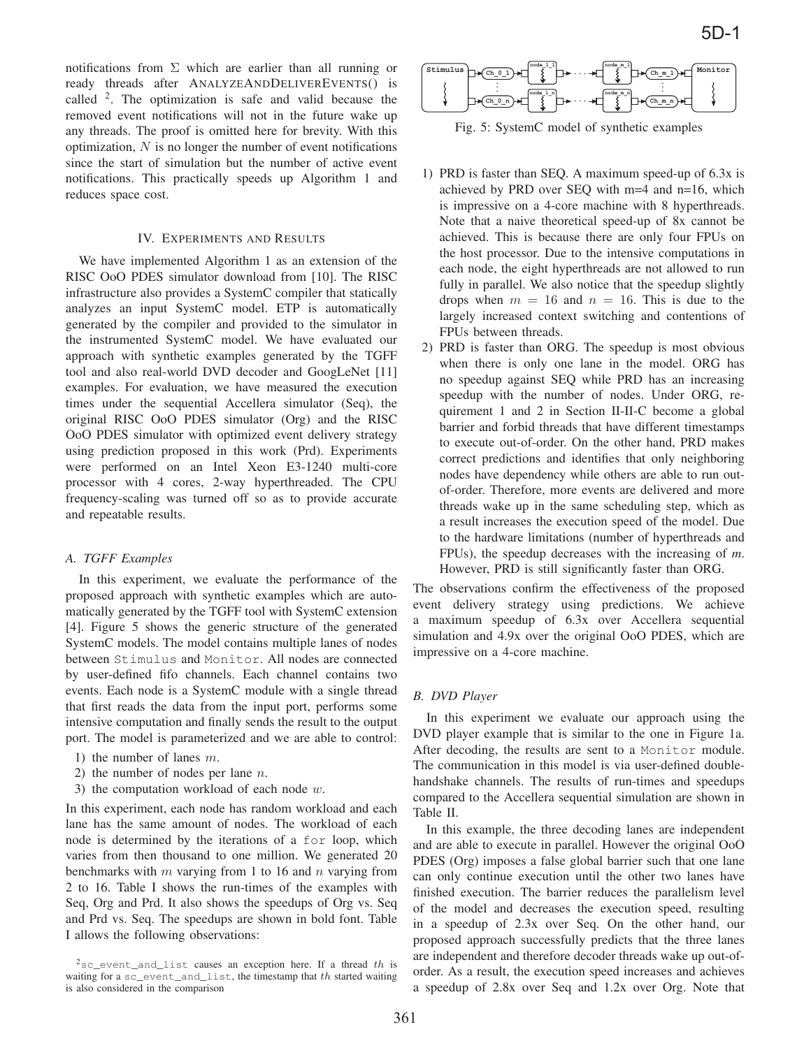notifications from $\Sigma$ which are earlier than all running or ready threads after ANALYZEANDDELIVEREVENTS() is called [2]. The optimization is safe and valid because the removed event notifications will not in the future wake up any threads. The proof is omitted here for brevity. With this optimization, $N$ is no longer the number of event notifications since the start of simulation but the number of active event notifications. This practically speeds up Algorithm 1 and reduces space cost.

## IV. Experiments and Results

We have implemented Algorithm 1 as an extension of the RISC OoO PDES simulator download from [10]. The RISC infrastructure also provides a SystemC compiler that statically analyzes an input SystemC model. ETP is automatically generated by the compiler and provided to the simulator in the instrumented SystemC model. We have evaluated our approach with synthetic examples generated by the TGFF tool and also real-world DVD decoder and GoogLeNet [11] examples. For evaluation, we have measured the execution times under the sequential Accellera simulator (Seq), the original RISC OoO PDES simulator (Org) and the RISC OoO PDES simulator with optimized event delivery strategy using prediction proposed in this work (Prd). Experiments were performed on an Intel Xeon E3-1240 multi-core processor with 4 cores, 2-way hyperthreaded. The CPU frequency-scaling was turned off so as to provide accurate and repeatable results.

### A. TGFF Examples

In this experiment, we evaluate the performance of the proposed approach with synthetic examples which are automatically generated by the TGFF tool with SystemC extension [4]. Figure 5 shows the generic structure of the generated SystemC models. The model contains multiple lanes of nodes between `Stimulus` and `Monitor`. All nodes are connected by user-defined fifo channels. Each channel contains two events. Each node is a SystemC module with a single thread that first reads the data from the input port, performs some intensive computation and finally sends the result to the output port. The model is parameterized and we are able to control:

1) the number of lanes $m$.
2) the number of nodes per lane $n$.
3) the computation workload of each node $w$.

In this experiment, each node has random workload and each lane has the same amount of nodes. The workload of each node is determined by the iterations of a `for` loop, which varies from then thousand to one million. We generated 20 benchmarks with $m$ varying from 1 to 16 and $n$ varying from 2 to 16. Table I shows the run-times of the examples with Seq, Org and Prd. It also shows the speedups of Org vs. Seq and Prd vs. Seq. The speedups are shown in bold font. Table I allows the following observations:

Fig. 5: SystemC model of synthetic examples

1) PRD is faster than SEQ. A maximum speed-up of 6.3x is achieved by PRD over SEQ with m=4 and n=16, which is impressive on a 4-core machine with 8 hyperthreads. Note that a naive theoretical speed-up of 8x cannot be achieved. This is because there are only four FPUs on the host processor. Due to the intensive computations in each node, the eight hyperthreads are not allowed to run fully in parallel. We also notice that the speedup slightly drops when $m = 16$ and $n = 16$. This is due to the largely increased context switching and contentions of FPUs between threads.
2) PRD is faster than ORG. The speedup is most obvious when there is only one lane in the model. ORG has no speedup against SEQ while PRD has an increasing speedup with the number of nodes. Under ORG, requirement 1 and 2 in Section II-II-C become a global barrier and forbid threads that have different timestamps to execute out-of-order. On the other hand, PRD makes correct predictions and identifies that only neighboring nodes have dependency while others are able to run out-of-order. Therefore, more events are delivered and more threads wake up in the same scheduling step, which as a result increases the execution speed of the model. Due to the hardware limitations (number of hyperthreads and FPUs), the speedup decreases with the increasing of *m*. However, PRD is still significantly faster than ORG.

The observations confirm the effectiveness of the proposed event delivery strategy using predictions. We achieve a maximum speedup of 6.3x over Accellera sequential simulation and 4.9x over the original OoO PDES, which are impressive on a 4-core machine.

### B. DVD Player

In this experiment we evaluate our approach using the DVD player example that is similar to the one in Figure 1a. After decoding, the results are sent to a `Monitor` module. The communication in this model is via user-defined double-handshake channels. The results of run-times and speedups compared to the Accellera sequential simulation are shown in Table II.

In this example, the three decoding lanes are independent and are able to execute in parallel. However the original OoO PDES (Org) imposes a false global barrier such that one lane can only continue execution until the other two lanes have finished execution. The barrier reduces the parallelism level of the model and decreases the execution speed, resulting in a speedup of 2.3x over Seq. On the other hand, our proposed approach successfully predicts that the three lanes are independent and therefore decoder threads wake up out-of-order. As a result, the execution speed increases and achieves a speedup of 2.8x over Seq and 1.2x over Org. Note that

[2] `sc_event_and_list` causes an exception here. If a thread $th$ is waiting for a `sc_event_and_list`, the timestamp that $th$ started waiting is also considered in the comparison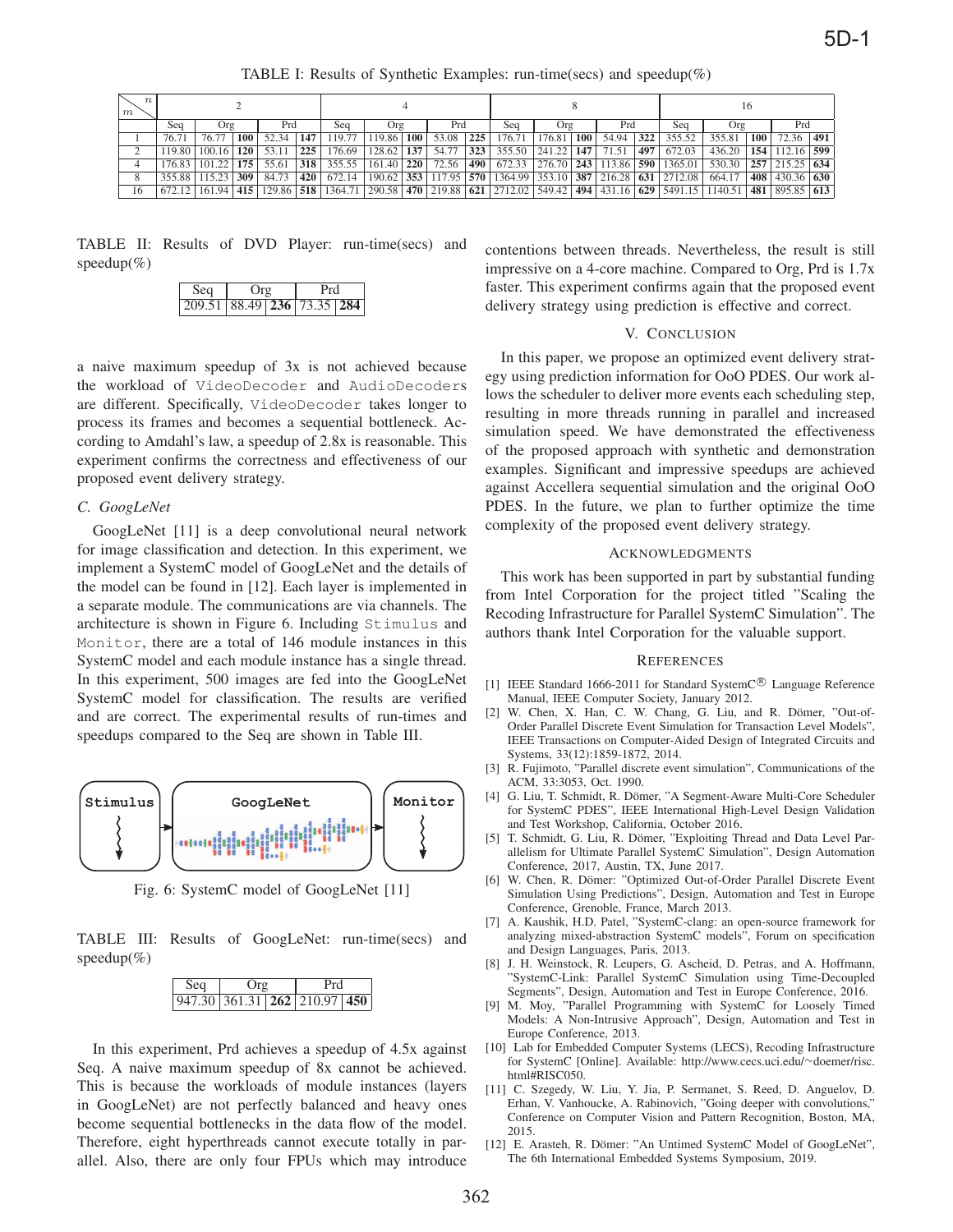TABLE I: Results of Synthetic Examples: run-time(secs) and speedup(%)

| m \ n | 2 | | | | | 4 | | | | | 8 | | | | | 16 | | | | |
|---|---|---|---|---|---|---|---|---|---|---|---|---|---|---|---|---|---|---|---|---|
| | Seq | Org | | Prd | | Seq | Org | | Prd | | Seq | Org | | Prd | | Seq | Org | | Prd | |
| 1 | 76.71 | 76.77 | **100** | 52.34 | **147** | 119.77 | 119.86 | **100** | 53.08 | **225** | 176.71 | 176.81 | **100** | 54.94 | **322** | 355.52 | 355.81 | **100** | 72.36 | **491** |
| 2 | 119.80 | 100.16 | **120** | 53.11 | **225** | 176.69 | 128.62 | **137** | 54.77 | **323** | 355.50 | 241.22 | **147** | 71.51 | **497** | 672.03 | 436.20 | **154** | 112.16 | **599** |
| 4 | 176.83 | 101.22 | **175** | 55.61 | **318** | 355.55 | 161.40 | **220** | 72.56 | **490** | 672.33 | 276.70 | **243** | 113.86 | **590** | 1365.01 | 530.30 | **257** | 215.25 | **634** |
| 8 | 355.88 | 115.23 | **309** | 84.73 | **420** | 672.14 | 190.62 | **353** | 117.95 | **570** | 1364.99 | 353.10 | **387** | 216.28 | **631** | 2712.08 | 664.17 | **408** | 430.36 | **630** |
| 16 | 672.12 | 161.94 | **415** | 129.86 | **518** | 1364.71 | 290.58 | **470** | 219.88 | **621** | 2712.02 | 549.42 | **494** | 431.16 | **629** | 5491.15 | 1140.51 | **481** | 895.85 | **613** |

TABLE II: Results of DVD Player: run-time(secs) and speedup(%)

| Seq | Org | | Prd | |
|---|---|---|---|---|
| 209.51 | 88.49 | **236** | 73.35 | **284** |

a naive maximum speedup of 3x is not achieved because the workload of `VideoDecoder` and `AudioDecoders` are different. Specifically, `VideoDecoder` takes longer to process its frames and becomes a sequential bottleneck. According to Amdahl's law, a speedup of 2.8x is reasonable. This experiment confirms the correctness and effectiveness of our proposed event delivery strategy.

### C. GoogLeNet

GoogLeNet [11] is a deep convolutional neural network for image classification and detection. In this experiment, we implement a SystemC model of GoogLeNet and the details of the model can be found in [12]. Each layer is implemented in a separate module. The communications are via channels. The architecture is shown in Figure 6. Including `Stimulus` and `Monitor`, there are a total of 146 module instances in this SystemC model and each module instance has a single thread. In this experiment, 500 images are fed into the GoogLeNet SystemC model for classification. The results are verified and are correct. The experimental results of run-times and speedups compared to the Seq are shown in Table III.

Stimulus

GoogLeNet

Monitor

Fig. 6: SystemC model of GoogLeNet [11]

TABLE III: Results of GoogLeNet: run-time(secs) and speedup(%)

| Seq | Org | | Prd | |
|---|---|---|---|---|
| 947.30 | 361.31 | **262** | 210.97 | **450** |

In this experiment, Prd achieves a speedup of 4.5x against Seq. A naive maximum speedup of 8x cannot be achieved. This is because the workloads of module instances (layers in GoogLeNet) are not perfectly balanced and heavy ones become sequential bottlenecks in the data flow of the model. Therefore, eight hyperthreads cannot execute totally in parallel. Also, there are only four FPUs which may introduce contentions between threads. Nevertheless, the result is still impressive on a 4-core machine. Compared to Org, Prd is 1.7x faster. This experiment confirms again that the proposed event delivery strategy using prediction is effective and correct.

## V. Conclusion

In this paper, we propose an optimized event delivery strategy using prediction information for OoO PDES. Our work allows the scheduler to deliver more events each scheduling step, resulting in more threads running in parallel and increased simulation speed. We have demonstrated the effectiveness of the proposed approach with synthetic and demonstration examples. Significant and impressive speedups are achieved against Accellera sequential simulation and the original OoO PDES. In the future, we plan to further optimize the time complexity of the proposed event delivery strategy.

## Acknowledgments

This work has been supported in part by substantial funding from Intel Corporation for the project titled "Scaling the Recoding Infrastructure for Parallel SystemC Simulation". The authors thank Intel Corporation for the valuable support.

## References

[1] IEEE Standard 1666-2011 for Standard SystemC® Language Reference Manual, IEEE Computer Society, January 2012.

[2] W. Chen, X. Han, C. W. Chang, G. Liu, and R. Dömer, "Out-of-Order Parallel Discrete Event Simulation for Transaction Level Models", IEEE Transactions on Computer-Aided Design of Integrated Circuits and Systems, 33(12):1859-1872, 2014.

[3] R. Fujimoto, "Parallel discrete event simulation", Communications of the ACM, 33:3053, Oct. 1990.

[4] G. Liu, T. Schmidt, R. Dömer, "A Segment-Aware Multi-Core Scheduler for SystemC PDES", IEEE International High-Level Design Validation and Test Workshop, California, October 2016.

[5] T. Schmidt, G. Liu, R. Dömer, "Exploiting Thread and Data Level Parallelism for Ultimate Parallel SystemC Simulation", Design Automation Conference, 2017, Austin, TX, June 2017.

[6] W. Chen, R. Dömer: "Optimized Out-of-Order Parallel Discrete Event Simulation Using Predictions", Design, Automation and Test in Europe Conference, Grenoble, France, March 2013.

[7] A. Kaushik, H.D. Patel, "SystemC-clang: an open-source framework for analyzing mixed-abstraction SystemC models", Forum on specification and Design Languages, Paris, 2013.

[8] J. H. Weinstock, R. Leupers, G. Ascheid, D. Petras, and A. Hoffmann, "SystemC-Link: Parallel SystemC Simulation using Time-Decoupled Segments", Design, Automation and Test in Europe Conference, 2016.

[9] M. Moy, "Parallel Programming with SystemC for Loosely Timed Models: A Non-Intrusive Approach", Design, Automation and Test in Europe Conference, 2013.

[10] Lab for Embedded Computer Systems (LECS), Recoding Infrastructure for SystemC [Online]. Available: http://www.cecs.uci.edu/~doemer/risc.html#RISC050.

[11] C. Szegedy, W. Liu, Y. Jia, P. Sermanet, S. Reed, D. Anguelov, D. Erhan, V. Vanhoucke, A. Rabinovich, "Going deeper with convolutions," Conference on Computer Vision and Pattern Recognition, Boston, MA, 2015.

[12] E. Arasteh, R. Dömer: "An Untimed SystemC Model of GoogLeNet", The 6th International Embedded Systems Symposium, 2019.